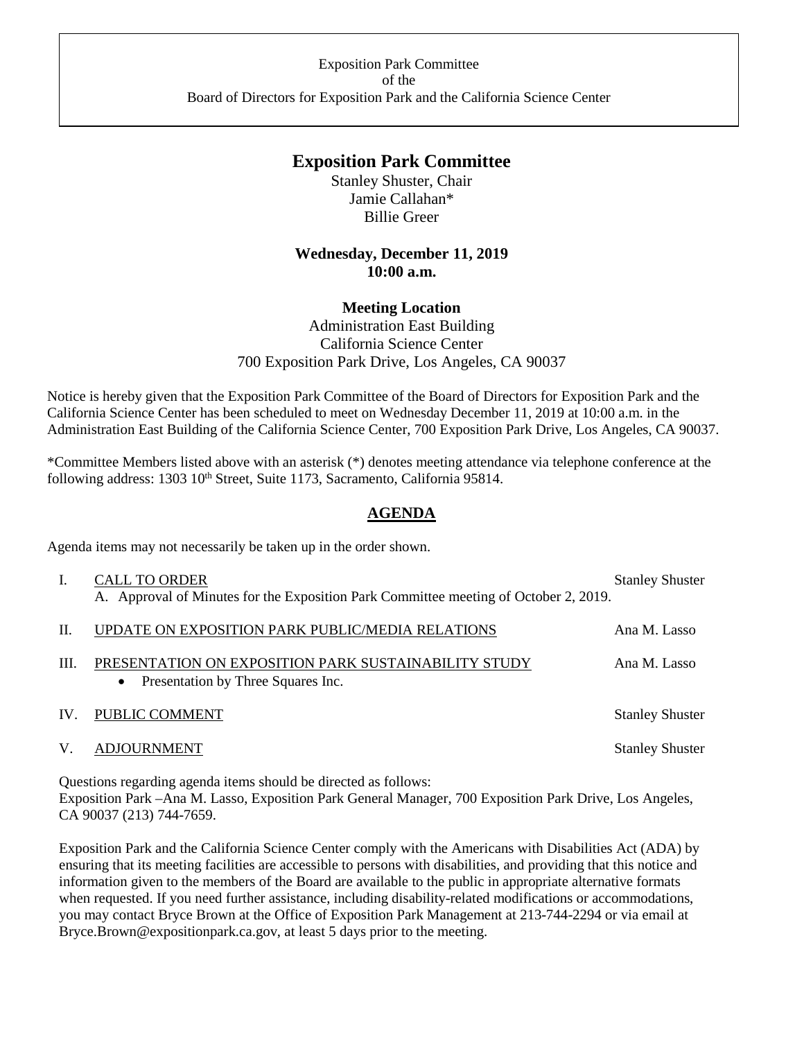Exposition Park Committee
of the
Board of Directors for Exposition Park and the California Science Center

# Exposition Park Committee

Stanley Shuster, Chair
Jamie Callahan*
Billie Greer

**Wednesday, December 11, 2019**
**10:00 a.m.**

**Meeting Location**
Administration East Building
California Science Center
700 Exposition Park Drive, Los Angeles, CA 90037

Notice is hereby given that the Exposition Park Committee of the Board of Directors for Exposition Park and the California Science Center has been scheduled to meet on Wednesday December 11, 2019 at 10:00 a.m. in the Administration East Building of the California Science Center, 700 Exposition Park Drive, Los Angeles, CA 90037.

*Committee Members listed above with an asterisk (*) denotes meeting attendance via telephone conference at the following address: 1303 10th Street, Suite 1173, Sacramento, California 95814.

## AGENDA

Agenda items may not necessarily be taken up in the order shown.

I. CALL TO ORDER — Stanley Shuster
   A. Approval of Minutes for the Exposition Park Committee meeting of October 2, 2019.

II. UPDATE ON EXPOSITION PARK PUBLIC/MEDIA RELATIONS — Ana M. Lasso

III. PRESENTATION ON EXPOSITION PARK SUSTAINABILITY STUDY — Ana M. Lasso
   - Presentation by Three Squares Inc.

IV. PUBLIC COMMENT — Stanley Shuster

V. ADJOURNMENT — Stanley Shuster

Questions regarding agenda items should be directed as follows:
Exposition Park –Ana M. Lasso, Exposition Park General Manager, 700 Exposition Park Drive, Los Angeles, CA 90037 (213) 744-7659.

Exposition Park and the California Science Center comply with the Americans with Disabilities Act (ADA) by ensuring that its meeting facilities are accessible to persons with disabilities, and providing that this notice and information given to the members of the Board are available to the public in appropriate alternative formats when requested. If you need further assistance, including disability-related modifications or accommodations, you may contact Bryce Brown at the Office of Exposition Park Management at 213-744-2294 or via email at Bryce.Brown@expositionpark.ca.gov, at least 5 days prior to the meeting.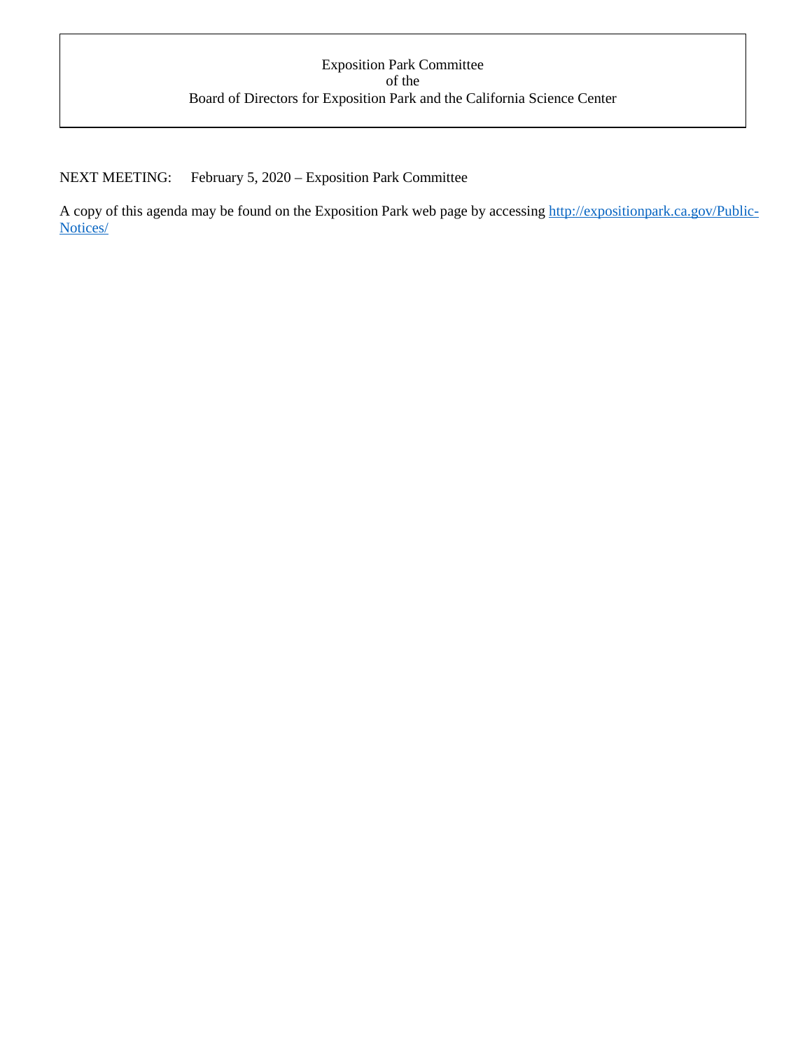Exposition Park Committee
of the
Board of Directors for Exposition Park and the California Science Center

NEXT MEETING: February 5, 2020 – Exposition Park Committee

A copy of this agenda may be found on the Exposition Park web page by accessing [http://expositionpark.ca.gov/Public-Notices/](http://expositionpark.ca.gov/Public-Notices/)